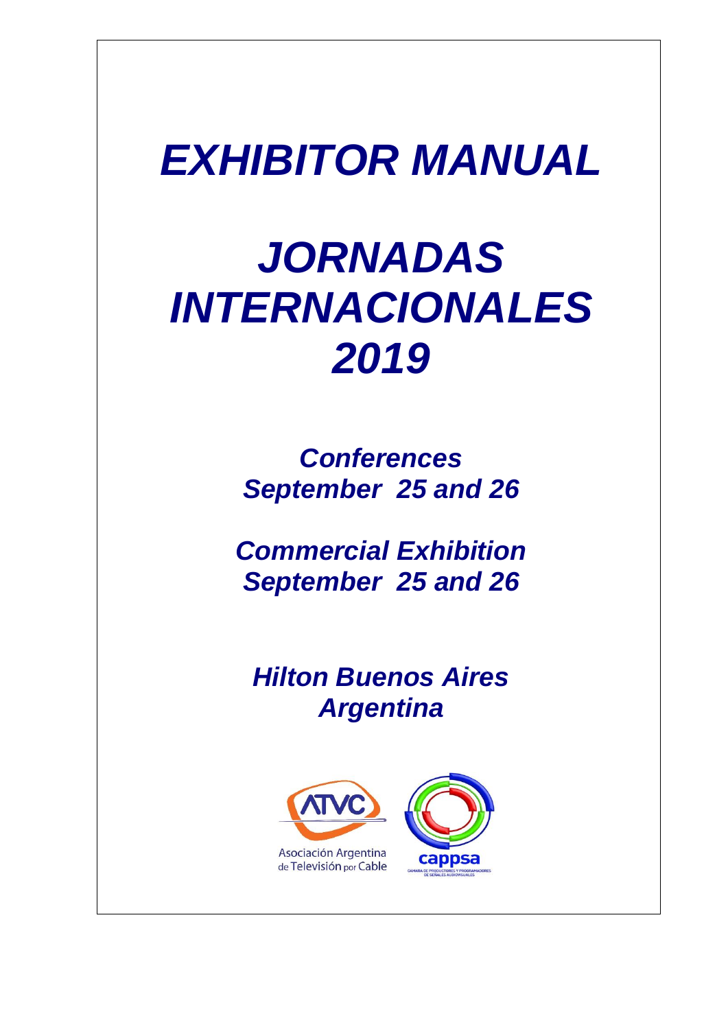# *EXHIBITOR MANUAL*

# *JORNADAS INTERNACIONALES 2019*

***Conferences***
***September 25 and 26***

***Commercial Exhibition***
***September 25 and 26***

***Hilton Buenos Aires***
***Argentina***

Asociación Argentina de Televisión por Cable

cappsa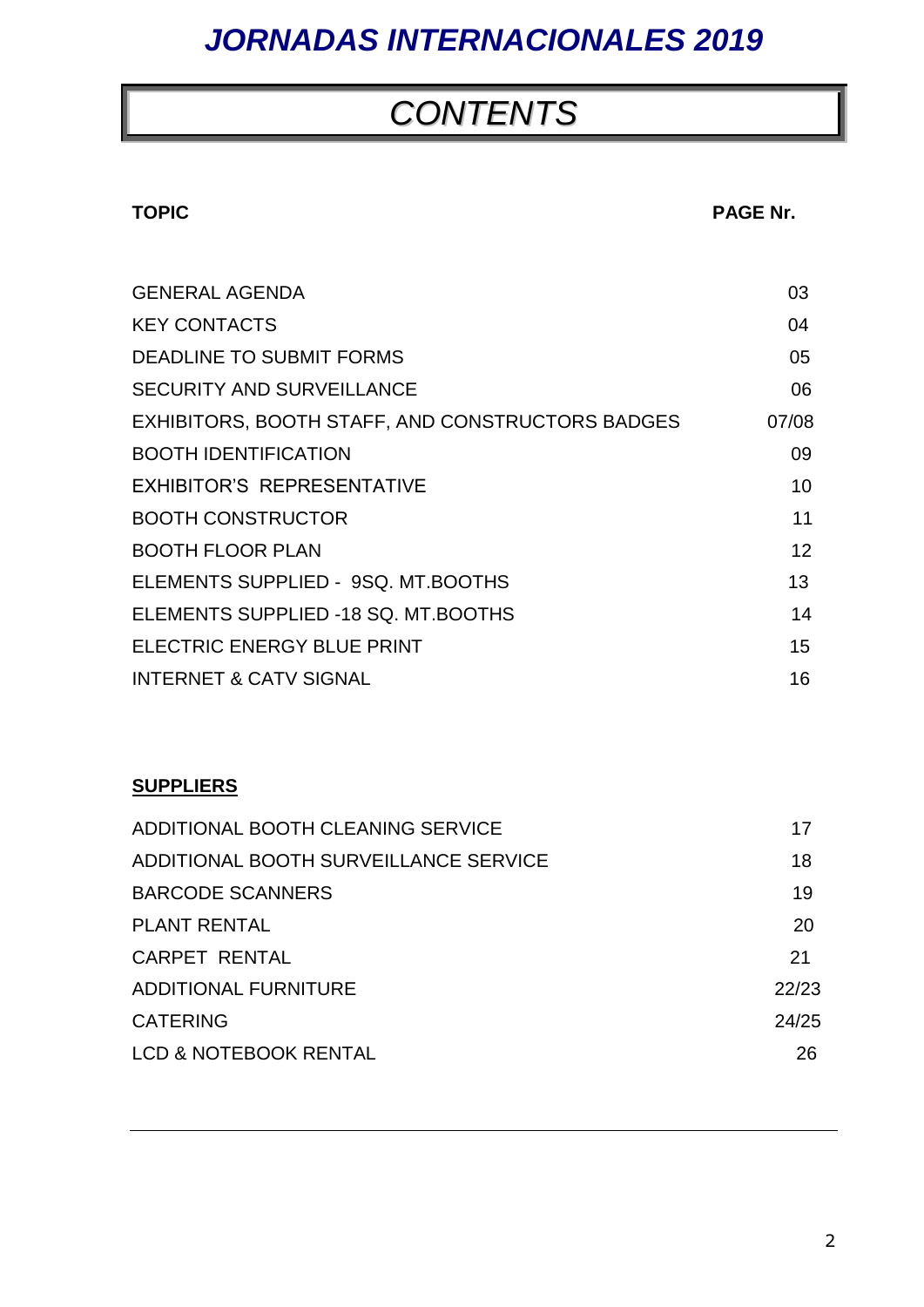# *JORNADAS INTERNACIONALES 2019*

## *CONTENTS*

| **TOPIC** | **PAGE Nr.** |
|---|---|
| GENERAL AGENDA | 03 |
| KEY CONTACTS | 04 |
| DEADLINE TO SUBMIT FORMS | 05 |
| SECURITY AND SURVEILLANCE | 06 |
| EXHIBITORS, BOOTH STAFF, AND CONSTRUCTORS BADGES | 07/08 |
| BOOTH IDENTIFICATION | 09 |
| EXHIBITOR'S REPRESENTATIVE | 10 |
| BOOTH CONSTRUCTOR | 11 |
| BOOTH FLOOR PLAN | 12 |
| ELEMENTS SUPPLIED - 9SQ. MT.BOOTHS | 13 |
| ELEMENTS SUPPLIED -18 SQ. MT.BOOTHS | 14 |
| ELECTRIC ENERGY BLUE PRINT | 15 |
| INTERNET & CATV SIGNAL | 16 |

**SUPPLIERS**

| | |
|---|---|
| ADDITIONAL BOOTH CLEANING SERVICE | 17 |
| ADDITIONAL BOOTH SURVEILLANCE SERVICE | 18 |
| BARCODE SCANNERS | 19 |
| PLANT RENTAL | 20 |
| CARPET RENTAL | 21 |
| ADDITIONAL FURNITURE | 22/23 |
| CATERING | 24/25 |
| LCD & NOTEBOOK RENTAL | 26 |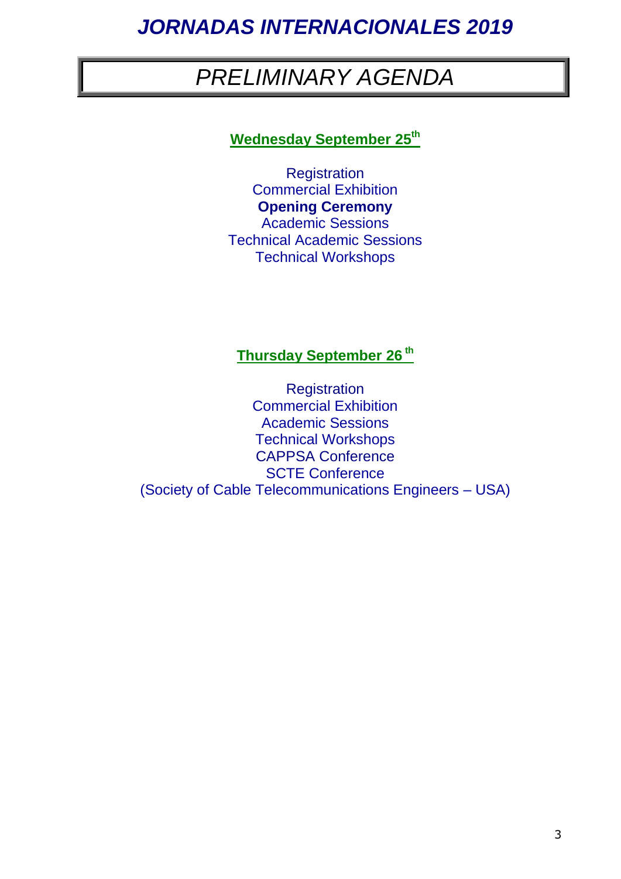# *JORNADAS INTERNACIONALES 2019*

## *PRELIMINARY AGENDA*

### Wednesday September 25th

Registration
Commercial Exhibition
**Opening Ceremony**
Academic Sessions
Technical Academic Sessions
Technical Workshops

### Thursday September 26 th

Registration
Commercial Exhibition
Academic Sessions
Technical Workshops
CAPPSA Conference
SCTE Conference
(Society of Cable Telecommunications Engineers – USA)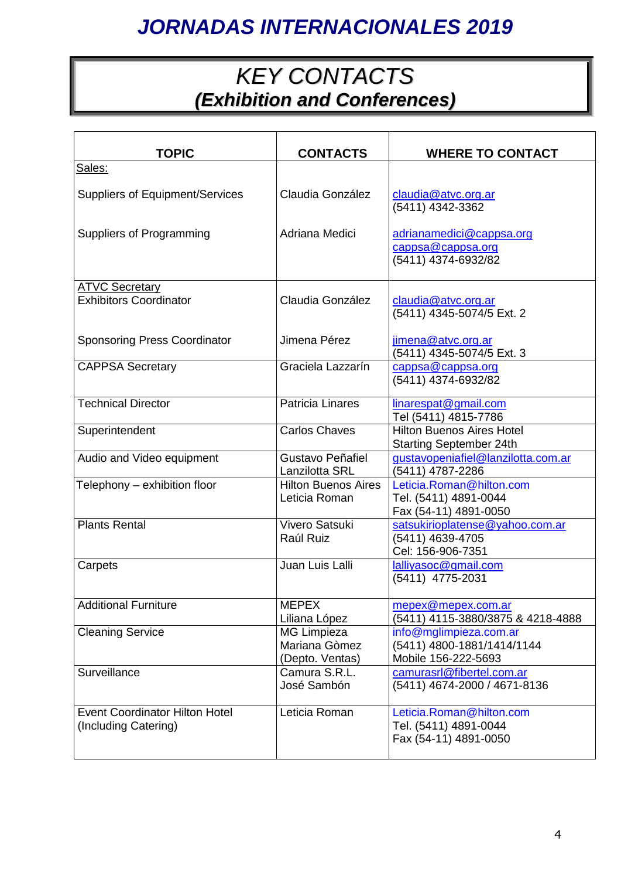# JORNADAS INTERNACIONALES 2019

## *KEY CONTACTS*
## ***(Exhibition and Conferences)***

| TOPIC | CONTACTS | WHERE TO CONTACT |
|---|---|---|
| Sales: | | |
| Suppliers of Equipment/Services | Claudia González | claudia@atvc.org.ar<br>(5411) 4342-3362 |
| Suppliers of Programming | Adriana Medici | adrianamedici@cappsa.org<br>cappsa@cappsa.org<br>(5411) 4374-6932/82 |
| ATVC Secretary<br>Exhibitors Coordinator | Claudia González | claudia@atvc.org.ar<br>(5411) 4345-5074/5 Ext. 2 |
| Sponsoring Press Coordinator | Jimena Pérez | jimena@atvc.org.ar<br>(5411) 4345-5074/5 Ext. 3 |
| CAPPSA Secretary | Graciela Lazzarín | cappsa@cappsa.org<br>(5411) 4374-6932/82 |
| Technical Director | Patricia Linares | linarespat@gmail.com<br>Tel (5411) 4815-7786 |
| Superintendent | Carlos Chaves | Hilton Buenos Aires Hotel<br>Starting September 24th |
| Audio and Video equipment | Gustavo Peñafiel<br>Lanzilotta SRL | gustavopeniafiel@lanzilotta.com.ar<br>(5411) 4787-2286 |
| Telephony – exhibition floor | Hilton Buenos Aires<br>Leticia Roman | Leticia.Roman@hilton.com<br>Tel. (5411) 4891-0044<br>Fax (54-11) 4891-0050 |
| Plants Rental | Vivero Satsuki<br>Raúl Ruiz | satsukirioplatense@yahoo.com.ar<br>(5411) 4639-4705<br>Cel: 156-906-7351 |
| Carpets | Juan Luis Lalli | lalliyasoc@gmail.com<br>(5411) 4775-2031 |
| Additional Furniture | MEPEX<br>Liliana López | mepex@mepex.com.ar<br>(5411) 4115-3880/3875 & 4218-4888 |
| Cleaning Service | MG Limpieza<br>Mariana Gòmez<br>(Depto. Ventas) | info@mglimpieza.com.ar<br>(5411) 4800-1881/1414/1144<br>Mobile 156-222-5693 |
| Surveillance | Camura S.R.L.<br>José Sambón | camurasrl@fibertel.com.ar<br>(5411) 4674-2000 / 4671-8136 |
| Event Coordinator Hilton Hotel<br>(Including Catering) | Leticia Roman | Leticia.Roman@hilton.com<br>Tel. (5411) 4891-0044<br>Fax (54-11) 4891-0050 |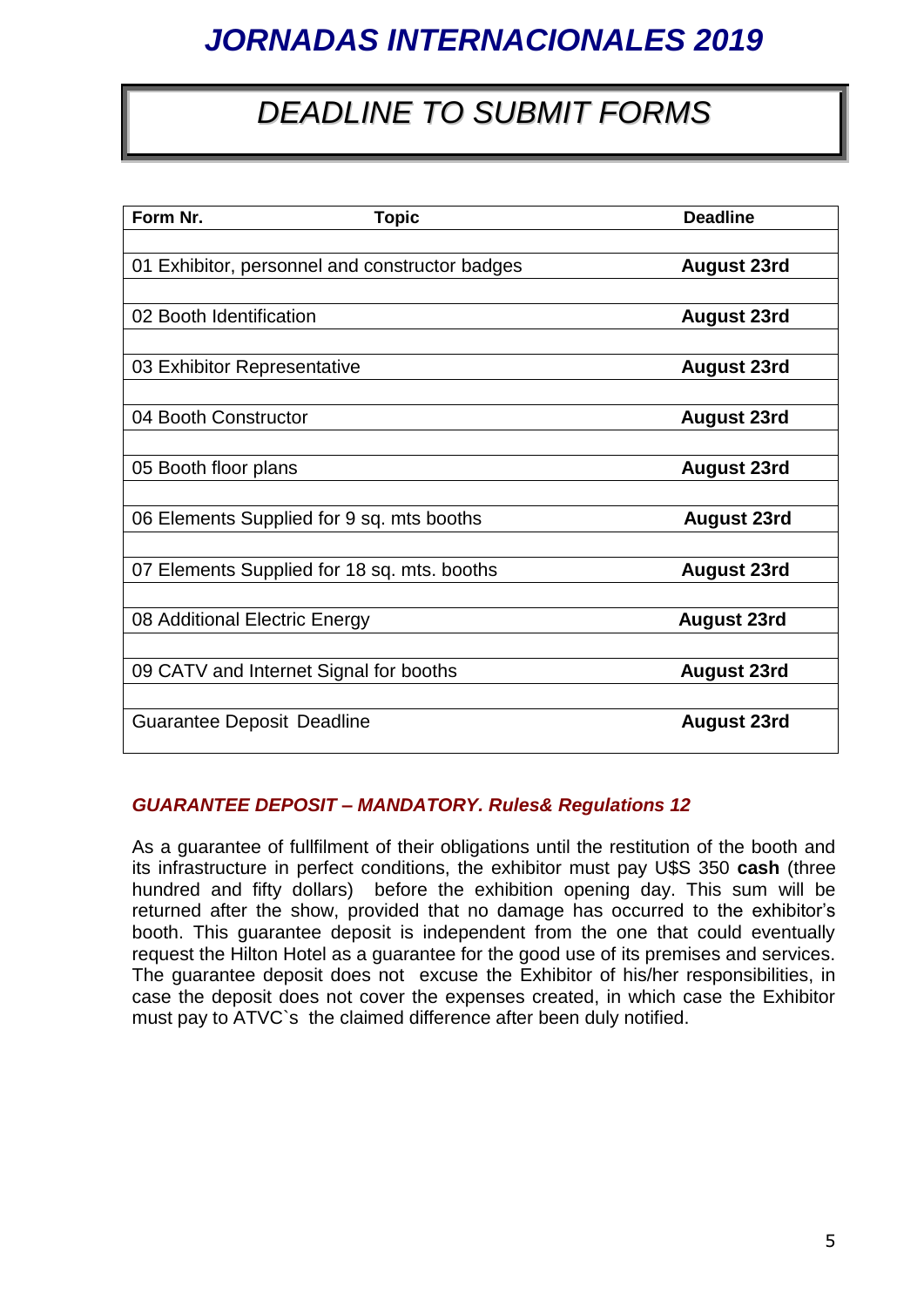# JORNADAS INTERNACIONALES 2019

## DEADLINE TO SUBMIT FORMS

| Form Nr. Topic | Deadline |
|---|---|
| 01 Exhibitor, personnel and constructor badges | **August 23rd** |
| 02 Booth Identification | **August 23rd** |
| 03 Exhibitor Representative | **August 23rd** |
| 04 Booth Constructor | **August 23rd** |
| 05 Booth floor plans | **August 23rd** |
| 06 Elements Supplied for 9 sq. mts booths | **August 23rd** |
| 07 Elements Supplied for 18 sq. mts. booths | **August 23rd** |
| 08 Additional Electric Energy | **August 23rd** |
| 09 CATV and Internet Signal for booths | **August 23rd** |
| Guarantee Deposit Deadline | **August 23rd** |

***GUARANTEE DEPOSIT – MANDATORY. Rules& Regulations 12***

As a guarantee of fullfilment of their obligations until the restitution of the booth and its infrastructure in perfect conditions, the exhibitor must pay U$S 350 **cash** (three hundred and fifty dollars) before the exhibition opening day. This sum will be returned after the show, provided that no damage has occurred to the exhibitor's booth. This guarantee deposit is independent from the one that could eventually request the Hilton Hotel as a guarantee for the good use of its premises and services. The guarantee deposit does not excuse the Exhibitor of his/her responsibilities, in case the deposit does not cover the expenses created, in which case the Exhibitor must pay to ATVC`s the claimed difference after been duly notified.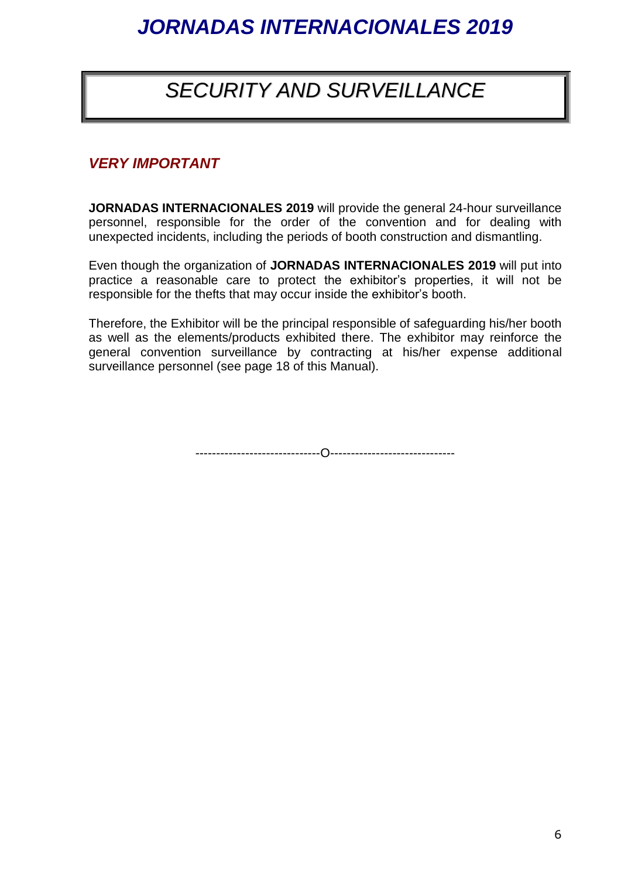# SECURITY AND SURVEILLANCE

## *VERY IMPORTANT*

**JORNADAS INTERNACIONALES 2019** will provide the general 24-hour surveillance personnel, responsible for the order of the convention and for dealing with unexpected incidents, including the periods of booth construction and dismantling.

Even though the organization of **JORNADAS INTERNACIONALES 2019** will put into practice a reasonable care to protect the exhibitor's properties, it will not be responsible for the thefts that may occur inside the exhibitor's booth.

Therefore, the Exhibitor will be the principal responsible of safeguarding his/her booth as well as the elements/products exhibited there. The exhibitor may reinforce the general convention surveillance by contracting at his/her expense additional surveillance personnel (see page 18 of this Manual).

-----------------------------O-----------------------------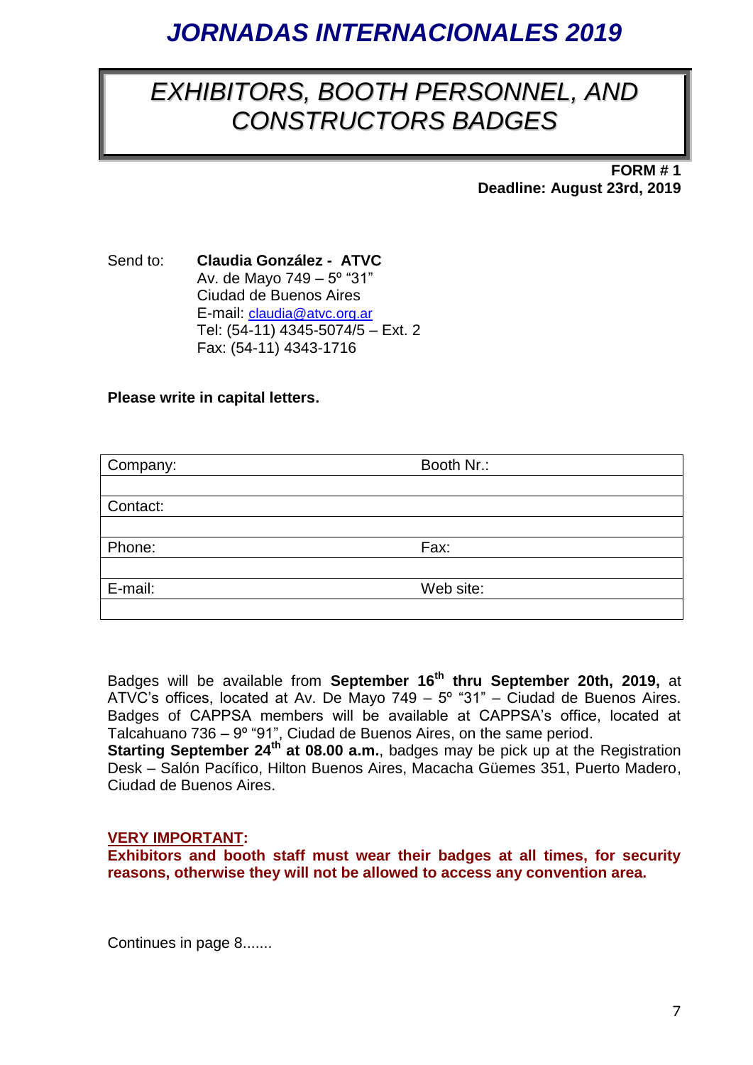# *JORNADAS INTERNACIONALES 2019*

## *EXHIBITORS, BOOTH PERSONNEL, AND CONSTRUCTORS BADGES*

**FORM # 1**
**Deadline: August 23rd, 2019**

Send to: **Claudia González - ATVC**
Av. de Mayo 749 – 5º "31"
Ciudad de Buenos Aires
E-mail: claudia@atvc.org.ar
Tel: (54-11) 4345-5074/5 – Ext. 2
Fax: (54-11) 4343-1716

**Please write in capital letters.**

| Company: | Booth Nr.: |
|---|---|
| | |
| Contact: | |
| | |
| Phone: | Fax: |
| | |
| E-mail: | Web site: |
| | |

Badges will be available from **September 16th thru September 20th, 2019,** at ATVC's offices, located at Av. De Mayo 749 – 5º "31" – Ciudad de Buenos Aires. Badges of CAPPSA members will be available at CAPPSA's office, located at Talcahuano 736 – 9º "91", Ciudad de Buenos Aires, on the same period.
**Starting September 24th at 08.00 a.m.**, badges may be pick up at the Registration Desk – Salón Pacífico, Hilton Buenos Aires, Macacha Güemes 351, Puerto Madero, Ciudad de Buenos Aires.

**VERY IMPORTANT:**
**Exhibitors and booth staff must wear their badges at all times, for security reasons, otherwise they will not be allowed to access any convention area.**

Continues in page 8.......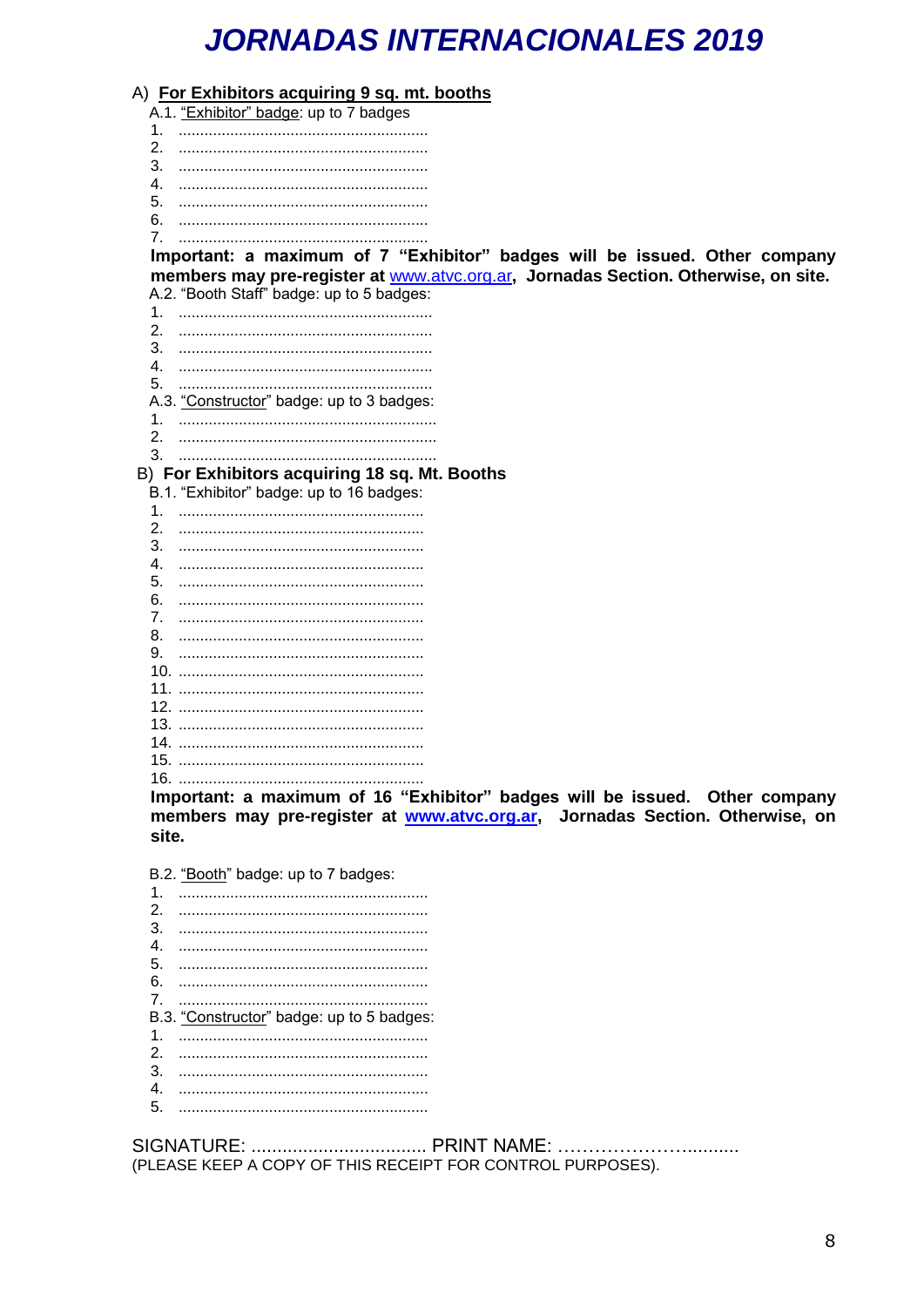# JORNADAS INTERNACIONALES 2019

A) **For Exhibitors acquiring 9 sq. mt. booths**

A.1. "Exhibitor" badge: up to 7 badges

1. ..........................................................
2. ..........................................................
3. ..........................................................
4. ..........................................................
5. ..........................................................
6. ..........................................................
7. ..........................................................

**Important: a maximum of 7 "Exhibitor" badges will be issued. Other company members may pre-register at www.atvc.org.ar, Jornadas Section. Otherwise, on site.**

A.2. "Booth Staff" badge: up to 5 badges:

1. ..........................................................
2. ..........................................................
3. ..........................................................
4. ..........................................................
5. ..........................................................

A.3. "Constructor" badge: up to 3 badges:

1. ..........................................................
2. ..........................................................
3. ..........................................................

B) **For Exhibitors acquiring 18 sq. Mt. Booths**

B.1. "Exhibitor" badge: up to 16 badges:

1. ..........................................................
2. ..........................................................
3. ..........................................................
4. ..........................................................
5. ..........................................................
6. ..........................................................
7. ..........................................................
8. ..........................................................
9. ..........................................................
10. ..........................................................
11. ..........................................................
12. ..........................................................
13. ..........................................................
14. ..........................................................
15. ..........................................................
16. ..........................................................

**Important: a maximum of 16 "Exhibitor" badges will be issued. Other company members may pre-register at www.atvc.org.ar, Jornadas Section. Otherwise, on site.**

B.2. "Booth" badge: up to 7 badges:

1. ..........................................................
2. ..........................................................
3. ..........................................................
4. ..........................................................
5. ..........................................................
6. ..........................................................
7. ..........................................................

B.3. "Constructor" badge: up to 5 badges:

1. ..........................................................
2. ..........................................................
3. ..........................................................
4. ..........................................................
5. ..........................................................

SIGNATURE: .................................. PRINT NAME: ……………………..........

(PLEASE KEEP A COPY OF THIS RECEIPT FOR CONTROL PURPOSES).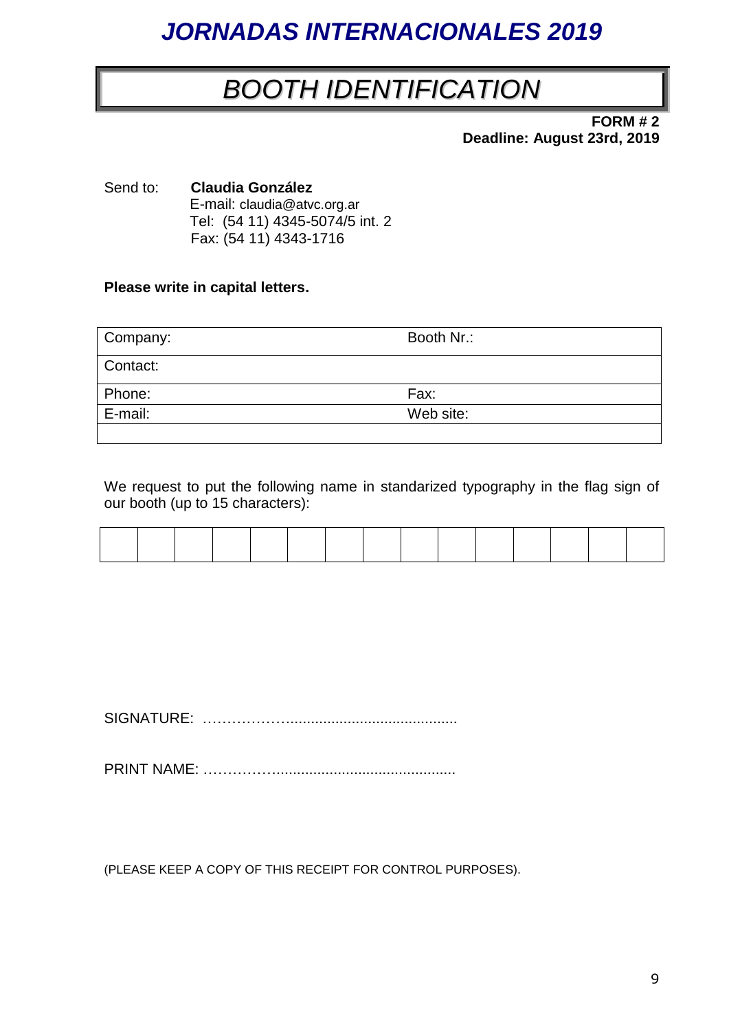# JORNADAS INTERNACIONALES 2019

## BOOTH IDENTIFICATION

**FORM # 2**
**Deadline: August 23rd, 2019**

Send to: **Claudia González**
E-mail: claudia@atvc.org.ar
Tel: (54 11) 4345-5074/5 int. 2
Fax: (54 11) 4343-1716

**Please write in capital letters.**

| Company: | Booth Nr.: |
|---|---|
| Contact: | |
| Phone: | Fax: |
| E-mail: | Web site: |
| | |

We request to put the following name in standarized typography in the flag sign of our booth (up to 15 characters):

| | | | | | | | | | | | | | | |
|---|---|---|---|---|---|---|---|---|---|---|---|---|---|---|
| | | | | | | | | | | | | | | |

SIGNATURE: ……………….........................................

PRINT NAME: …………….............................................

(PLEASE KEEP A COPY OF THIS RECEIPT FOR CONTROL PURPOSES).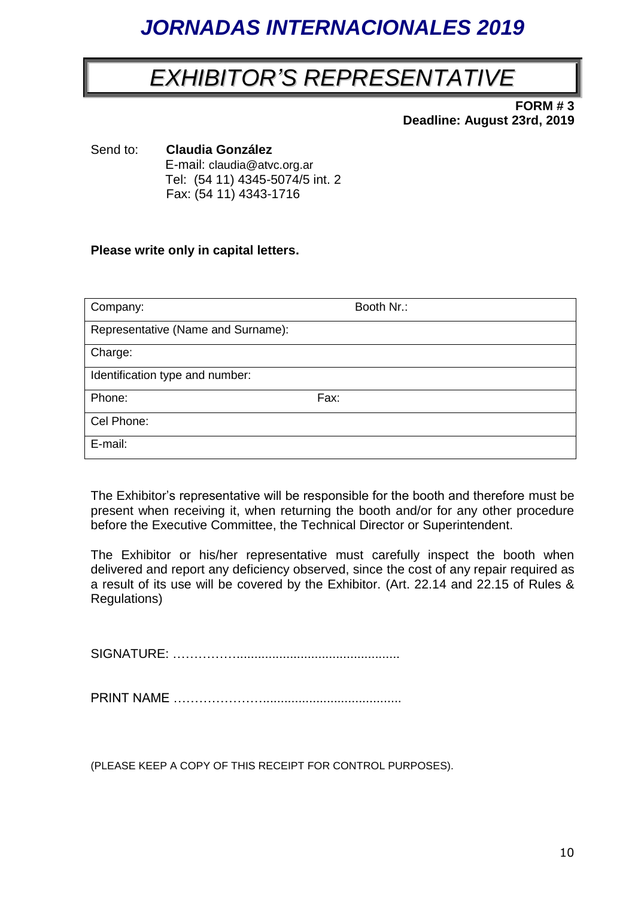# *JORNADAS INTERNACIONALES 2019*

## *EXHIBITOR'S REPRESENTATIVE*

**FORM # 3**
**Deadline: August 23rd, 2019**

Send to: **Claudia González**
E-mail: claudia@atvc.org.ar
Tel: (54 11) 4345-5074/5 int. 2
Fax: (54 11) 4343-1716

**Please write only in capital letters.**

| Company: | Booth Nr.: |
|---|---|
| Representative (Name and Surname): | |
| Charge: | |
| Identification type and number: | |
| Phone: | Fax: |
| Cel Phone: | |
| E-mail: | |

The Exhibitor's representative will be responsible for the booth and therefore must be present when receiving it, when returning the booth and/or for any other procedure before the Executive Committee, the Technical Director or Superintendent.

The Exhibitor or his/her representative must carefully inspect the booth when delivered and report any deficiency observed, since the cost of any repair required as a result of its use will be covered by the Exhibitor. (Art. 22.14 and 22.15 of Rules & Regulations)

SIGNATURE: ……………............................................

PRINT NAME ……………………......................................

(PLEASE KEEP A COPY OF THIS RECEIPT FOR CONTROL PURPOSES).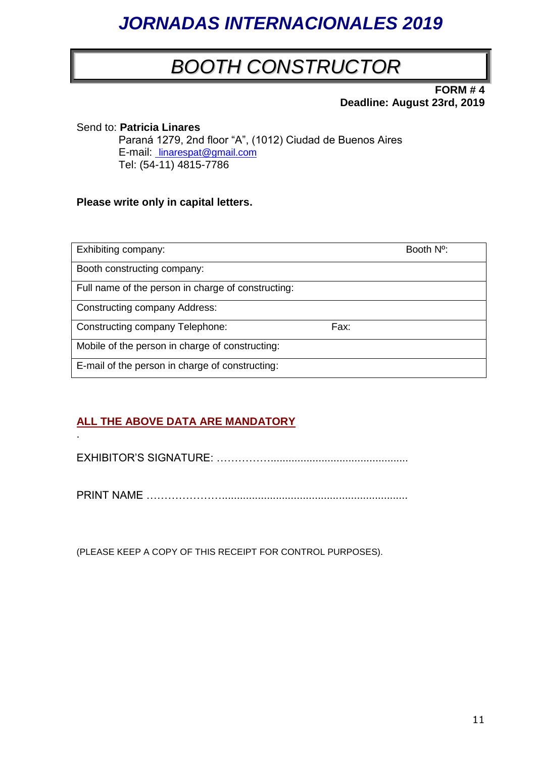# *JORNADAS INTERNACIONALES 2019*

## *BOOTH CONSTRUCTOR*

**FORM # 4**
**Deadline: August 23rd, 2019**

Send to: **Patricia Linares**
Paraná 1279, 2nd floor "A", (1012) Ciudad de Buenos Aires
E-mail: linarespat@gmail.com
Tel: (54-11) 4815-7786

**Please write only in capital letters.**

| Exhibiting company: | | Booth Nº: |
|---|---|---|
| Booth constructing company: | | |
| Full name of the person in charge of constructing: | | |
| Constructing company Address: | | |
| Constructing company Telephone: | Fax: | |
| Mobile of the person in charge of constructing: | | |
| E-mail of the person in charge of constructing: | | |

**ALL THE ABOVE DATA ARE MANDATORY**

.

EXHIBITOR'S SIGNATURE: ……………............................................

PRINT NAME …………………..............................................................

(PLEASE KEEP A COPY OF THIS RECEIPT FOR CONTROL PURPOSES).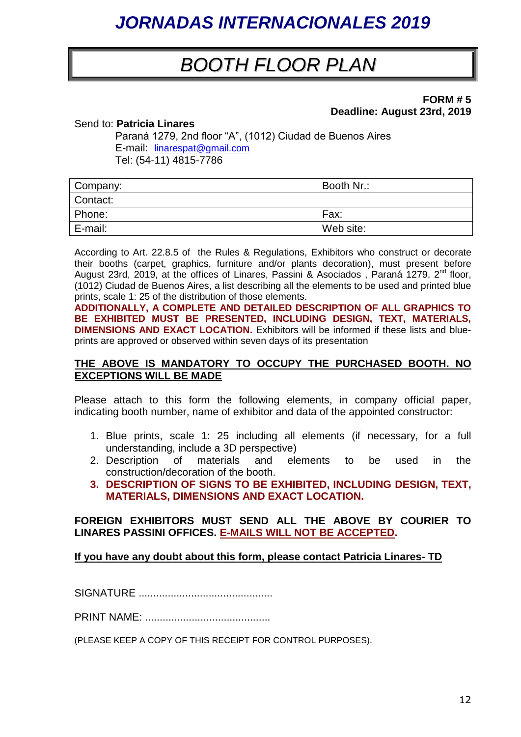# *JORNADAS INTERNACIONALES 2019*

## *BOOTH FLOOR PLAN*

**FORM # 5**
**Deadline: August 23rd, 2019**

Send to: **Patricia Linares**
Paraná 1279, 2nd floor "A", (1012) Ciudad de Buenos Aires
E-mail: linarespat@gmail.com
Tel: (54-11) 4815-7786

| Company: | Booth Nr.: |
|---|---|
| Contact: | |
| Phone: | Fax: |
| E-mail: | Web site: |

According to Art. 22.8.5 of the Rules & Regulations, Exhibitors who construct or decorate their booths (carpet, graphics, furniture and/or plants decoration), must present before August 23rd, 2019, at the offices of Linares, Passini & Asociados , Paraná 1279, 2nd floor, (1012) Ciudad de Buenos Aires, a list describing all the elements to be used and printed blue prints, scale 1: 25 of the distribution of those elements.
**ADDITIONALLY, A COMPLETE AND DETAILED DESCRIPTION OF ALL GRAPHICS TO BE EXHIBITED MUST BE PRESENTED, INCLUDING DESIGN, TEXT, MATERIALS, DIMENSIONS AND EXACT LOCATION.** Exhibitors will be informed if these lists and blue-prints are approved or observed within seven days of its presentation

**THE ABOVE IS MANDATORY TO OCCUPY THE PURCHASED BOOTH. NO EXCEPTIONS WILL BE MADE**

Please attach to this form the following elements, in company official paper, indicating booth number, name of exhibitor and data of the appointed constructor:

1. Blue prints, scale 1: 25 including all elements (if necessary, for a full understanding, include a 3D perspective)
2. Description of materials and elements to be used in the construction/decoration of the booth.
3. **DESCRIPTION OF SIGNS TO BE EXHIBITED, INCLUDING DESIGN, TEXT, MATERIALS, DIMENSIONS AND EXACT LOCATION.**

**FOREIGN EXHIBITORS MUST SEND ALL THE ABOVE BY COURIER TO LINARES PASSINI OFFICES. E-MAILS WILL NOT BE ACCEPTED.**

**If you have any doubt about this form, please contact Patricia Linares- TD**

SIGNATURE .............................................

PRINT NAME: ..........................................

(PLEASE KEEP A COPY OF THIS RECEIPT FOR CONTROL PURPOSES).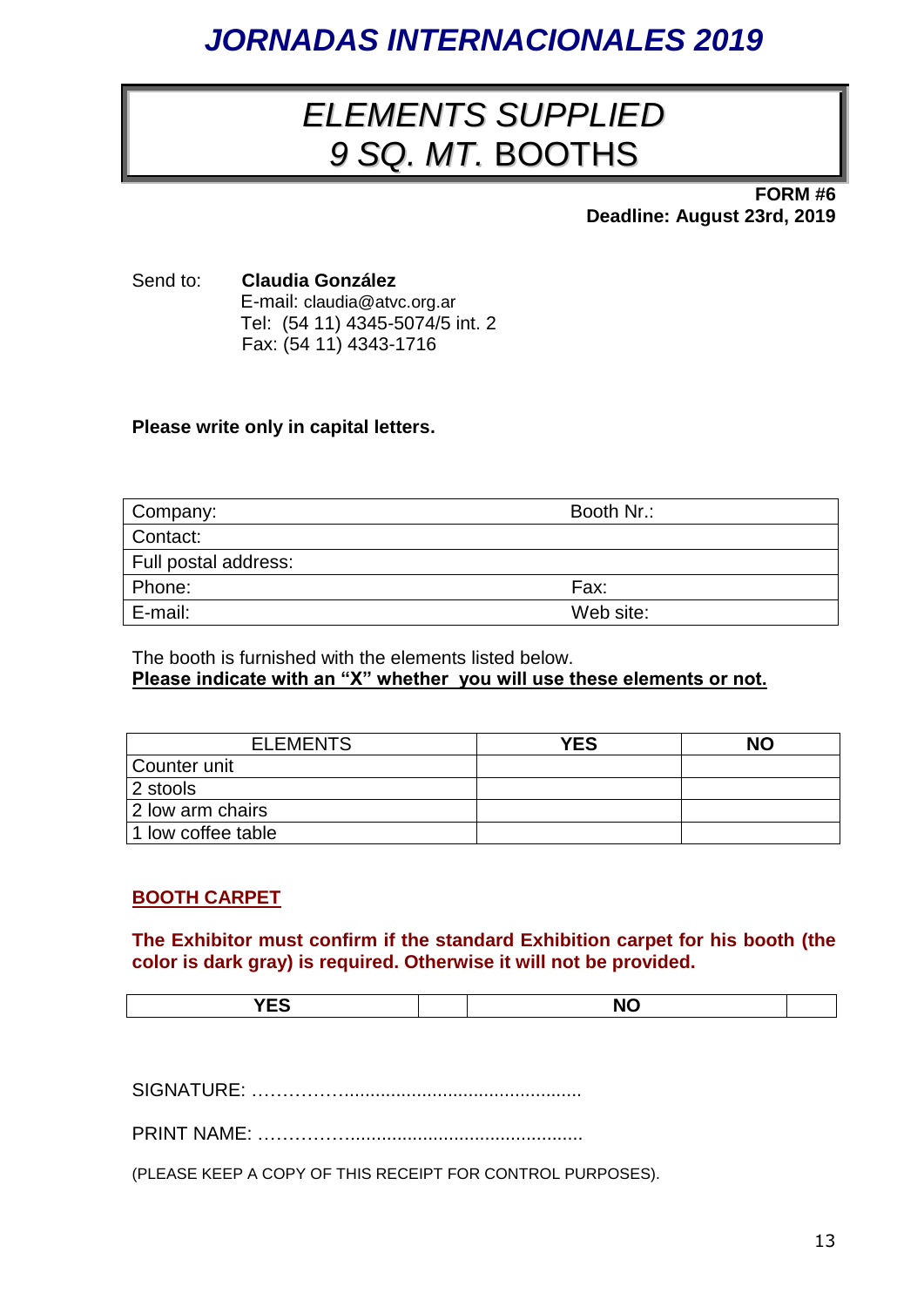# *JORNADAS INTERNACIONALES 2019*

## *ELEMENTS SUPPLIED* *9 SQ. MT.* BOOTHS

**FORM #6**
**Deadline: August 23rd, 2019**

Send to: **Claudia González**
E-mail: claudia@atvc.org.ar
Tel: (54 11) 4345-5074/5 int. 2
Fax: (54 11) 4343-1716

**Please write only in capital letters.**

| Company: | Booth Nr.: |
|---|---|
| Contact: | |
| Full postal address: | |
| Phone: | Fax: |
| E-mail: | Web site: |

The booth is furnished with the elements listed below.
**Please indicate with an "X" whether you will use these elements or not.**

| ELEMENTS | YES | NO |
|---|---|---|
| Counter unit | | |
| 2 stools | | |
| 2 low arm chairs | | |
| 1 low coffee table | | |

**BOOTH CARPET**

**The Exhibitor must confirm if the standard Exhibition carpet for his booth (the color is dark gray) is required. Otherwise it will not be provided.**

| YES | | NO | |
|---|---|---|---|

SIGNATURE: ……………............................................

PRINT NAME: …………….............................................

(PLEASE KEEP A COPY OF THIS RECEIPT FOR CONTROL PURPOSES).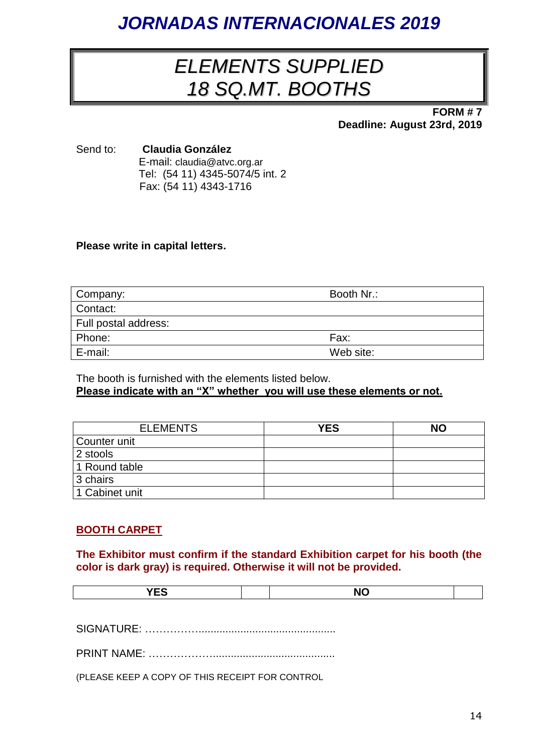# *JORNADAS INTERNACIONALES 2019*

## *ELEMENTS SUPPLIED*
## *18 SQ.MT. BOOTHS*

**FORM # 7**
**Deadline: August 23rd, 2019**

Send to: **Claudia González**
E-mail: claudia@atvc.org.ar
Tel: (54 11) 4345-5074/5 int. 2
Fax: (54 11) 4343-1716

**Please write in capital letters.**

| Company: | Booth Nr.: |
|---|---|
| Contact: | |
| Full postal address: | |
| Phone: | Fax: |
| E-mail: | Web site: |

The booth is furnished with the elements listed below.
**Please indicate with an "X" whether you will use these elements or not.**

| ELEMENTS | YES | NO |
|---|---|---|
| Counter unit | | |
| 2 stools | | |
| 1 Round table | | |
| 3 chairs | | |
| 1 Cabinet unit | | |

**BOOTH CARPET**

**The Exhibitor must confirm if the standard Exhibition carpet for his booth (the color is dark gray) is required. Otherwise it will not be provided.**

| YES | | NO | |
|---|---|---|---|

SIGNATURE: ……………..........................................................

PRINT NAME: …………………......................................................

(PLEASE KEEP A COPY OF THIS RECEIPT FOR CONTROL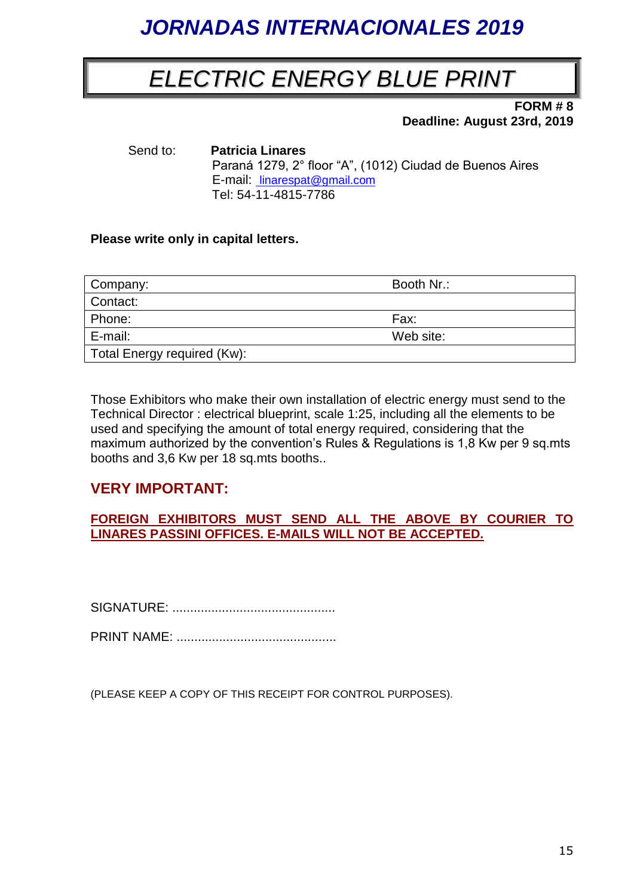# *JORNADAS INTERNACIONALES 2019*

## *ELECTRIC ENERGY BLUE PRINT*

**FORM # 8**
**Deadline: August 23rd, 2019**

Send to: **Patricia Linares**
Paraná 1279, 2° floor "A", (1012) Ciudad de Buenos Aires
E-mail: linarespat@gmail.com
Tel: 54-11-4815-7786

**Please write only in capital letters.**

| Company: | Booth Nr.: |
|---|---|
| Contact: | |
| Phone: | Fax: |
| E-mail: | Web site: |
| Total Energy required (Kw): | |

Those Exhibitors who make their own installation of electric energy must send to the Technical Director : electrical blueprint, scale 1:25, including all the elements to be used and specifying the amount of total energy required, considering that the maximum authorized by the convention's Rules & Regulations is 1,8 Kw per 9 sq.mts booths and 3,6 Kw per 18 sq.mts booths..

### VERY IMPORTANT:

**FOREIGN EXHIBITORS MUST SEND ALL THE ABOVE BY COURIER TO LINARES PASSINI OFFICES. E-MAILS WILL NOT BE ACCEPTED.**

SIGNATURE: .............................................

PRINT NAME: ............................................

(PLEASE KEEP A COPY OF THIS RECEIPT FOR CONTROL PURPOSES).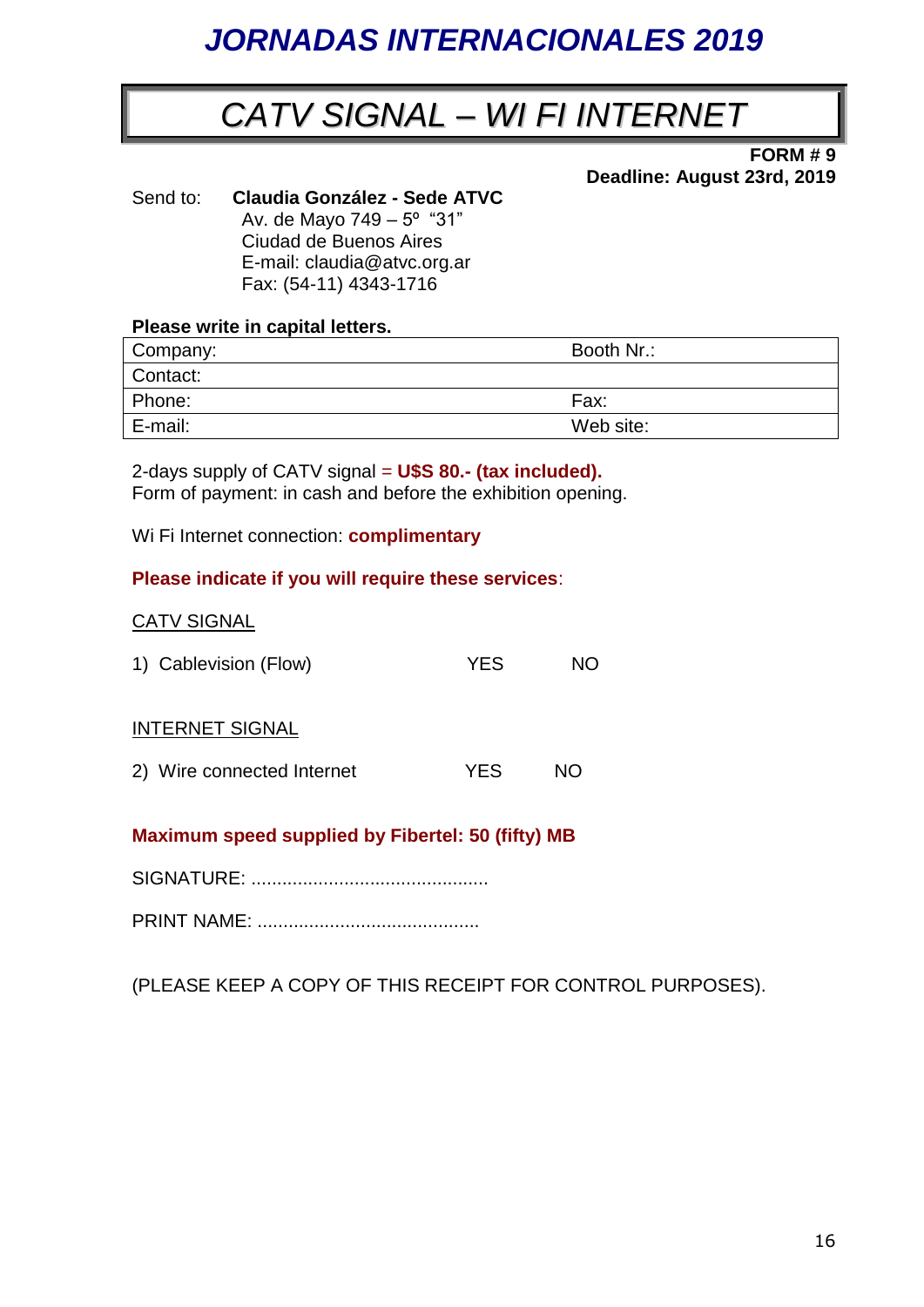# JORNADAS INTERNACIONALES 2019

## CATV SIGNAL – WI FI INTERNET

**FORM # 9**
**Deadline: August 23rd, 2019**

Send to: **Claudia González - Sede ATVC**
Av. de Mayo 749 – 5º "31"
Ciudad de Buenos Aires
E-mail: claudia@atvc.org.ar
Fax: (54-11) 4343-1716

**Please write in capital letters.**

| Company: | Booth Nr.: |
|---|---|
| Contact: | |
| Phone: | Fax: |
| E-mail: | Web site: |

2-days supply of CATV signal = **U$S 80.- (tax included).**
Form of payment: in cash and before the exhibition opening.

Wi Fi Internet connection: **complimentary**

**Please indicate if you will require these services**:

CATV SIGNAL

1) Cablevision (Flow) YES NO

INTERNET SIGNAL

2) Wire connected Internet YES NO

**Maximum speed supplied by Fibertel: 50 (fifty) MB**

SIGNATURE: .............................................

PRINT NAME: ..........................................

(PLEASE KEEP A COPY OF THIS RECEIPT FOR CONTROL PURPOSES).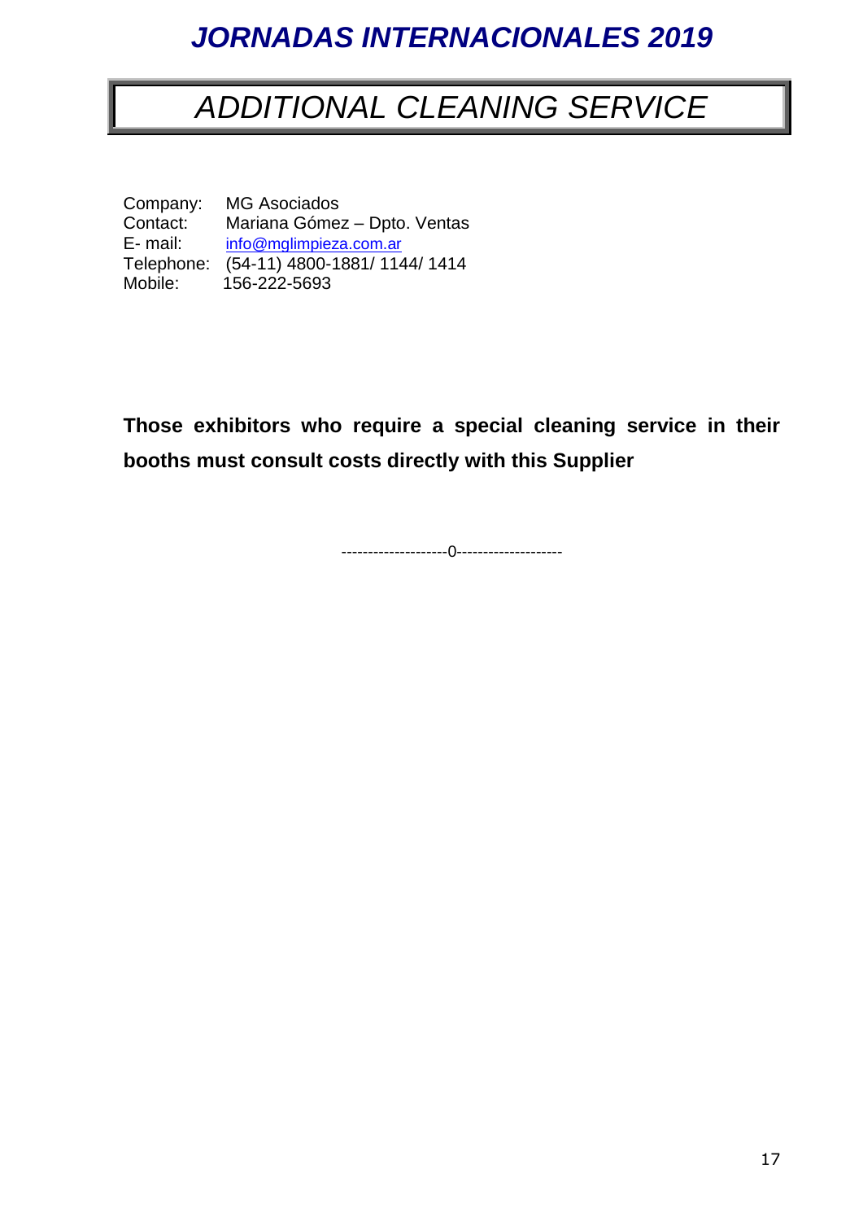# JORNADAS INTERNACIONALES 2019

## ADDITIONAL CLEANING SERVICE

Company: MG Asociados
Contact: Mariana Gómez – Dpto. Ventas
E- mail: info@mglimpieza.com.ar
Telephone: (54-11) 4800-1881/ 1144/ 1414
Mobile: 156-222-5693

**Those exhibitors who require a special cleaning service in their booths must consult costs directly with this Supplier**

--------------------0--------------------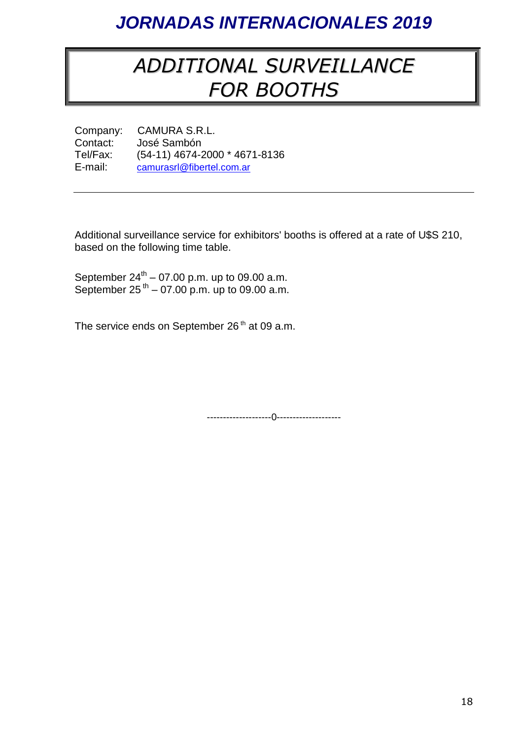# ADDITIONAL SURVEILLANCE FOR BOOTHS

Company: CAMURA S.R.L.
Contact: José Sambón
Tel/Fax: (54-11) 4674-2000 * 4671-8136
E-mail: camurasrl@fibertel.com.ar

---

Additional surveillance service for exhibitors' booths is offered at a rate of U$S 210, based on the following time table.

September 24th – 07.00 p.m. up to 09.00 a.m.
September 25th – 07.00 p.m. up to 09.00 a.m.

The service ends on September 26th at 09 a.m.

--------------------0--------------------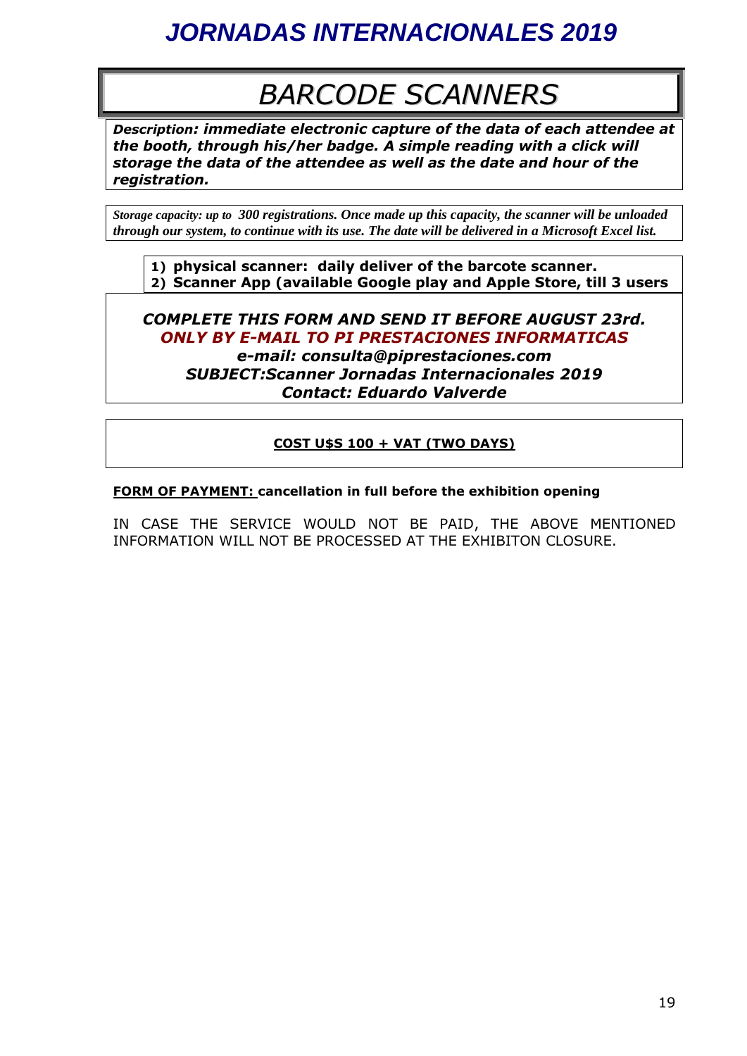# JORNADAS INTERNACIONALES 2019

## BARCODE SCANNERS

***Description: immediate electronic capture of the data of each attendee at the booth, through his/her badge. A simple reading with a click will storage the data of the attendee as well as the date and hour of the registration.***

*Storage capacity: up to 300 registrations. Once made up this capacity, the scanner will be unloaded through our system, to continue with its use. The date will be delivered in a Microsoft Excel list.*

1) **physical scanner: daily deliver of the barcote scanner.**
2) **Scanner App (available Google play and Apple Store, till 3 users**

***COMPLETE THIS FORM AND SEND IT BEFORE AUGUST 23rd.***
***ONLY BY E-MAIL TO PI PRESTACIONES INFORMATICAS***
***e-mail: consulta@piprestaciones.com***
***SUBJECT:Scanner Jornadas Internacionales 2019***
***Contact: Eduardo Valverde***

**COST U$S 100 + VAT (TWO DAYS)**

**FORM OF PAYMENT: cancellation in full before the exhibition opening**

IN CASE THE SERVICE WOULD NOT BE PAID, THE ABOVE MENTIONED INFORMATION WILL NOT BE PROCESSED AT THE EXHIBITON CLOSURE.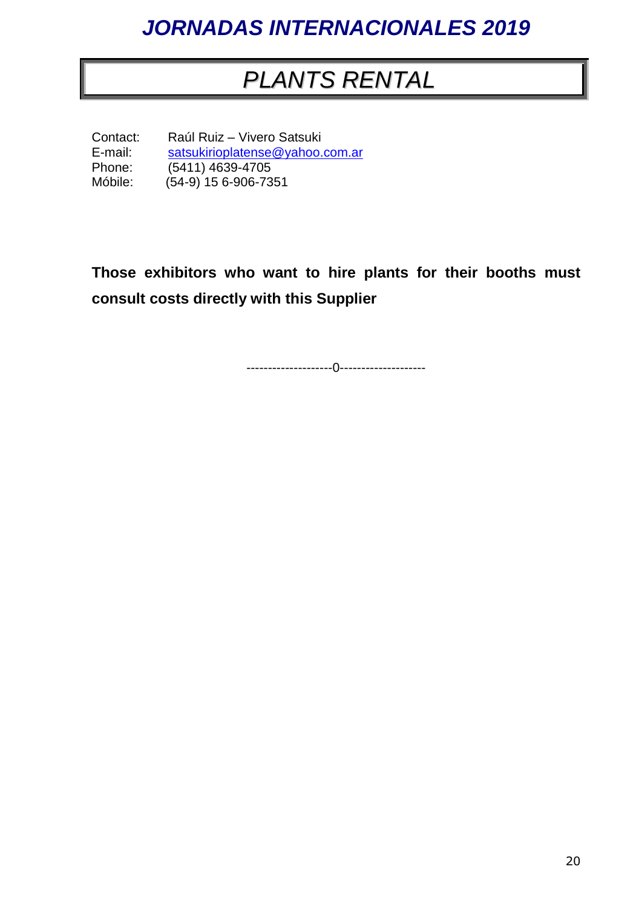# PLANTS RENTAL

Contact: Raúl Ruiz – Vivero Satsuki
E-mail: satsukirioplatense@yahoo.com.ar
Phone: (5411) 4639-4705
Móbile: (54-9) 15 6-906-7351

**Those exhibitors who want to hire plants for their booths must consult costs directly with this Supplier**

--------------------0--------------------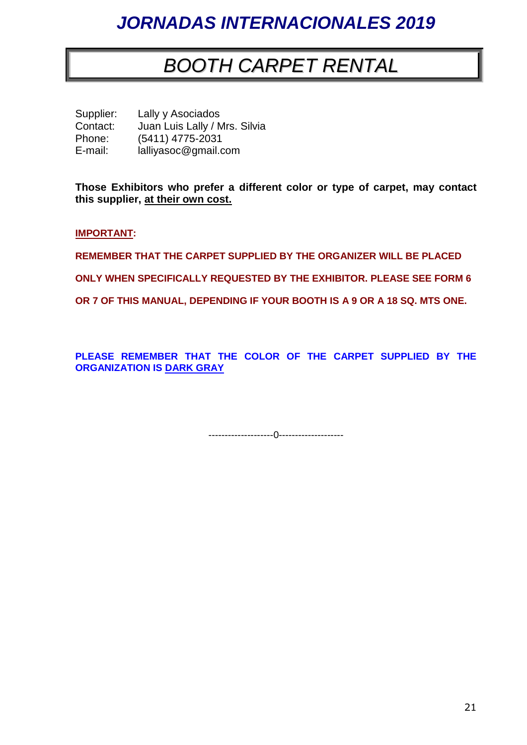# *JORNADAS INTERNACIONALES 2019*

## *BOOTH CARPET RENTAL*

Supplier: Lally y Asociados
Contact: Juan Luis Lally / Mrs. Silvia
Phone: (5411) 4775-2031
E-mail: lalliyasoc@gmail.com

**Those Exhibitors who prefer a different color or type of carpet, may contact this supplier, at their own cost.**

**IMPORTANT:**

**REMEMBER THAT THE CARPET SUPPLIED BY THE ORGANIZER WILL BE PLACED ONLY WHEN SPECIFICALLY REQUESTED BY THE EXHIBITOR. PLEASE SEE FORM 6 OR 7 OF THIS MANUAL, DEPENDING IF YOUR BOOTH IS A 9 OR A 18 SQ. MTS ONE.**

**PLEASE REMEMBER THAT THE COLOR OF THE CARPET SUPPLIED BY THE ORGANIZATION IS DARK GRAY**

--------------------0--------------------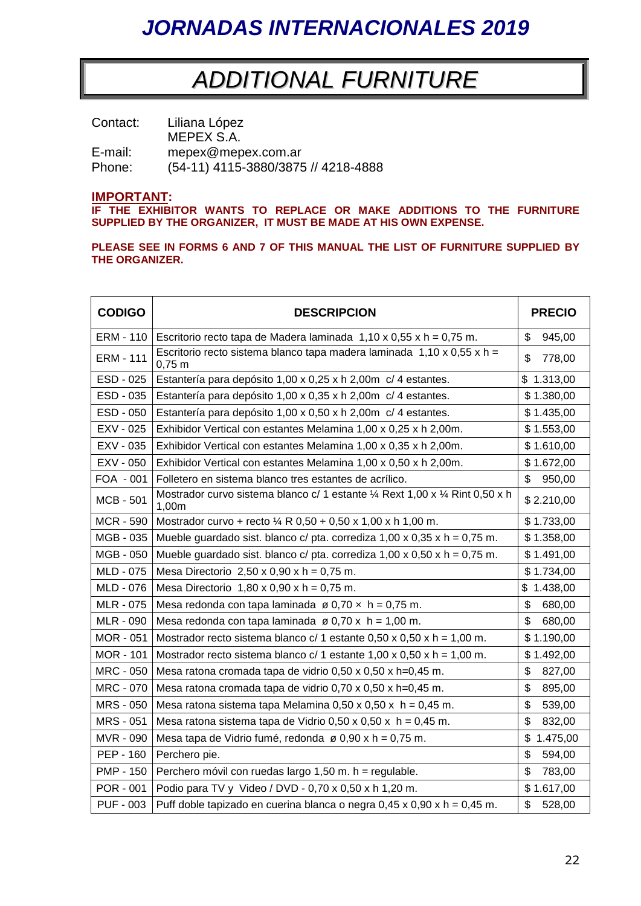# JORNADAS INTERNACIONALES 2019

## ADDITIONAL FURNITURE

Contact: Liliana López
MEPEX S.A.
E-mail: mepex@mepex.com.ar
Phone: (54-11) 4115-3880/3875 // 4218-4888

**IMPORTANT:**
**IF THE EXHIBITOR WANTS TO REPLACE OR MAKE ADDITIONS TO THE FURNITURE SUPPLIED BY THE ORGANIZER, IT MUST BE MADE AT HIS OWN EXPENSE.**

**PLEASE SEE IN FORMS 6 AND 7 OF THIS MANUAL THE LIST OF FURNITURE SUPPLIED BY THE ORGANIZER.**

| CODIGO | DESCRIPCION | PRECIO |
|---|---|---|
| ERM - 110 | Escritorio recto tapa de Madera laminada 1,10 x 0,55 x h = 0,75 m. | $ 945,00 |
| ERM - 111 | Escritorio recto sistema blanco tapa madera laminada 1,10 x 0,55 x h = 0,75 m | $ 778,00 |
| ESD - 025 | Estantería para depósito 1,00 x 0,25 x h 2,00m c/ 4 estantes. | $ 1.313,00 |
| ESD - 035 | Estantería para depósito 1,00 x 0,35 x h 2,00m c/ 4 estantes. | $ 1.380,00 |
| ESD - 050 | Estantería para depósito 1,00 x 0,50 x h 2,00m c/ 4 estantes. | $ 1.435,00 |
| EXV - 025 | Exhibidor Vertical con estantes Melamina 1,00 x 0,25 x h 2,00m. | $ 1.553,00 |
| EXV - 035 | Exhibidor Vertical con estantes Melamina 1,00 x 0,35 x h 2,00m. | $ 1.610,00 |
| EXV - 050 | Exhibidor Vertical con estantes Melamina 1,00 x 0,50 x h 2,00m. | $ 1.672,00 |
| FOA - 001 | Folletero en sistema blanco tres estantes de acrílico. | $ 950,00 |
| MCB - 501 | Mostrador curvo sistema blanco c/ 1 estante ¼ Rext 1,00 x ¼ Rint 0,50 x h 1,00m | $ 2.210,00 |
| MCR - 590 | Mostrador curvo + recto ¼ R 0,50 + 0,50 x 1,00 x h 1,00 m. | $ 1.733,00 |
| MGB - 035 | Mueble guardado sist. blanco c/ pta. corrediza 1,00 x 0,35 x h = 0,75 m. | $ 1.358,00 |
| MGB - 050 | Mueble guardado sist. blanco c/ pta. corrediza 1,00 x 0,50 x h = 0,75 m. | $ 1.491,00 |
| MLD - 075 | Mesa Directorio 2,50 x 0,90 x h = 0,75 m. | $ 1.734,00 |
| MLD - 076 | Mesa Directorio 1,80 x 0,90 x h = 0,75 m. | $ 1.438,00 |
| MLR - 075 | Mesa redonda con tapa laminada ø 0,70 × h = 0,75 m. | $ 680,00 |
| MLR - 090 | Mesa redonda con tapa laminada ø 0,70 x h = 1,00 m. | $ 680,00 |
| MOR - 051 | Mostrador recto sistema blanco c/ 1 estante 0,50 x 0,50 x h = 1,00 m. | $ 1.190,00 |
| MOR - 101 | Mostrador recto sistema blanco c/ 1 estante 1,00 x 0,50 x h = 1,00 m. | $ 1.492,00 |
| MRC - 050 | Mesa ratona cromada tapa de vidrio 0,50 x 0,50 x h=0,45 m. | $ 827,00 |
| MRC - 070 | Mesa ratona cromada tapa de vidrio 0,70 x 0,50 x h=0,45 m. | $ 895,00 |
| MRS - 050 | Mesa ratona sistema tapa Melamina 0,50 x 0,50 x h = 0,45 m. | $ 539,00 |
| MRS - 051 | Mesa ratona sistema tapa de Vidrio 0,50 x 0,50 x h = 0,45 m. | $ 832,00 |
| MVR - 090 | Mesa tapa de Vidrio fumé, redonda ø 0,90 x h = 0,75 m. | $ 1.475,00 |
| PEP - 160 | Perchero pie. | $ 594,00 |
| PMP - 150 | Perchero móvil con ruedas largo 1,50 m. h = regulable. | $ 783,00 |
| POR - 001 | Podio para TV y Video / DVD - 0,70 x 0,50 x h 1,20 m. | $ 1.617,00 |
| PUF - 003 | Puff doble tapizado en cuerina blanca o negra 0,45 x 0,90 x h = 0,45 m. | $ 528,00 |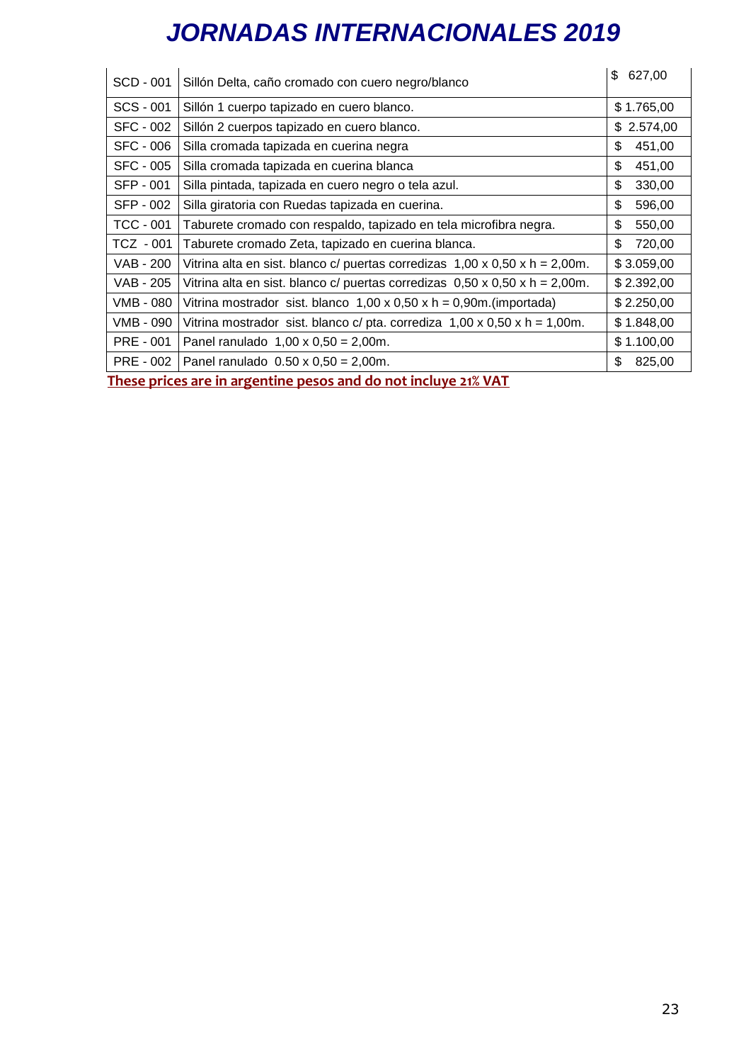# JORNADAS INTERNACIONALES 2019

| | | |
|---|---|---|
| SCD - 001 | Sillón Delta, caño cromado con cuero negro/blanco | $ 627,00 |
| SCS - 001 | Sillón 1 cuerpo tapizado en cuero blanco. | $ 1.765,00 |
| SFC - 002 | Sillón 2 cuerpos tapizado en cuero blanco. | $ 2.574,00 |
| SFC - 006 | Silla cromada tapizada en cuerina negra | $ 451,00 |
| SFC - 005 | Silla cromada tapizada en cuerina blanca | $ 451,00 |
| SFP - 001 | Silla pintada, tapizada en cuero negro o tela azul. | $ 330,00 |
| SFP - 002 | Silla giratoria con Ruedas tapizada en cuerina. | $ 596,00 |
| TCC - 001 | Taburete cromado con respaldo, tapizado en tela microfibra negra. | $ 550,00 |
| TCZ - 001 | Taburete cromado Zeta, tapizado en cuerina blanca. | $ 720,00 |
| VAB - 200 | Vitrina alta en sist. blanco c/ puertas corredizas 1,00 x 0,50 x h = 2,00m. | $ 3.059,00 |
| VAB - 205 | Vitrina alta en sist. blanco c/ puertas corredizas 0,50 x 0,50 x h = 2,00m. | $ 2.392,00 |
| VMB - 080 | Vitrina mostrador sist. blanco 1,00 x 0,50 x h = 0,90m.(importada) | $ 2.250,00 |
| VMB - 090 | Vitrina mostrador sist. blanco c/ pta. corrediza 1,00 x 0,50 x h = 1,00m. | $ 1.848,00 |
| PRE - 001 | Panel ranulado 1,00 x 0,50 = 2,00m. | $ 1.100,00 |
| PRE - 002 | Panel ranulado 0.50 x 0,50 = 2,00m. | $ 825,00 |

**These prices are in argentine pesos and do not incluye 21% VAT**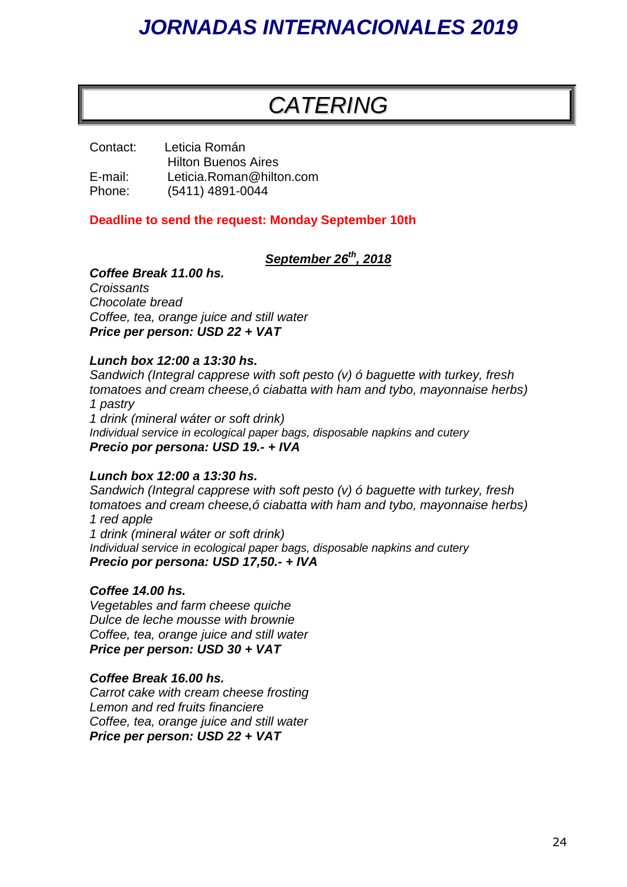# JORNADAS INTERNACIONALES 2019

## CATERING

Contact: Leticia Román
Hilton Buenos Aires
E-mail: Leticia.Roman@hilton.com
Phone: (5411) 4891-0044

**Deadline to send the request: Monday September 10th**

***September 26th, 2018***

***Coffee Break 11.00 hs.***
*Croissants*
*Chocolate bread*
*Coffee, tea, orange juice and still water*
***Price per person: USD 22 + VAT***

***Lunch box 12:00 a 13:30 hs.***
*Sandwich (Integral capprese with soft pesto (v) ó baguette with turkey, fresh tomatoes and cream cheese,ó ciabatta with ham and tybo, mayonnaise herbs)*
*1 pastry*
*1 drink (mineral wáter or soft drink)*
*Individual service in ecological paper bags, disposable napkins and cutery*
***Precio por persona: USD 19.- + IVA***

***Lunch box 12:00 a 13:30 hs.***
*Sandwich (Integral capprese with soft pesto (v) ó baguette with turkey, fresh tomatoes and cream cheese,ó ciabatta with ham and tybo, mayonnaise herbs)*
*1 red apple*
*1 drink (mineral wáter or soft drink)*
*Individual service in ecological paper bags, disposable napkins and cutery*
***Precio por persona: USD 17,50.- + IVA***

***Coffee 14.00 hs.***
*Vegetables and farm cheese quiche*
*Dulce de leche mousse with brownie*
*Coffee, tea, orange juice and still water*
***Price per person: USD 30 + VAT***

***Coffee Break 16.00 hs.***
*Carrot cake with cream cheese frosting*
*Lemon and red fruits financiere*
*Coffee, tea, orange juice and still water*
***Price per person: USD 22 + VAT***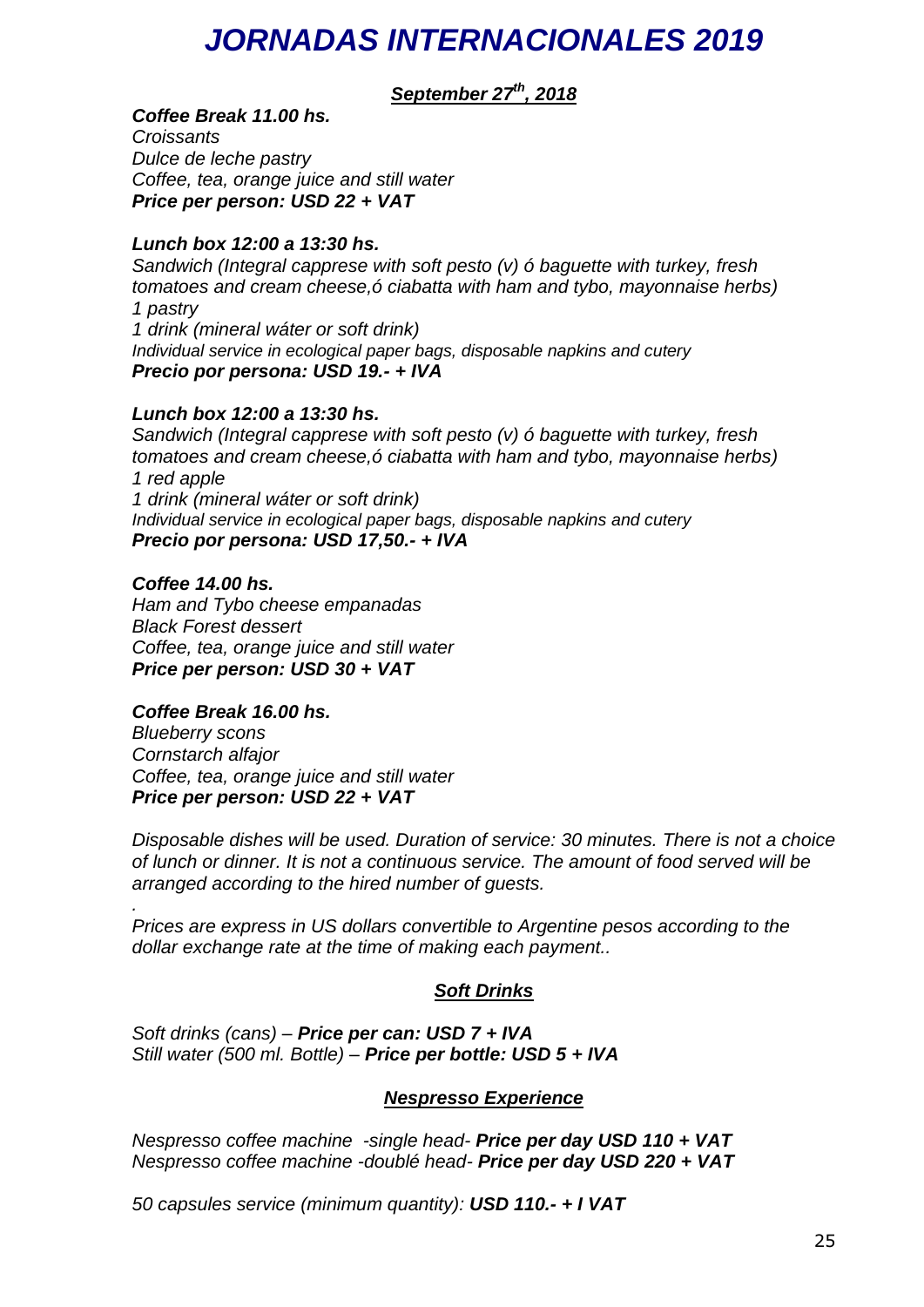# *JORNADAS INTERNACIONALES 2019*

***September 27th, 2018***

***Coffee Break 11.00 hs.***
*Croissants*
*Dulce de leche pastry*
*Coffee, tea, orange juice and still water*
***Price per person: USD 22 + VAT***

***Lunch box 12:00 a 13:30 hs.***
*Sandwich (Integral capprese with soft pesto (v) ó baguette with turkey, fresh tomatoes and cream cheese,ó ciabatta with ham and tybo, mayonnaise herbs)*
*1 pastry*
*1 drink (mineral wáter or soft drink)*
*Individual service in ecological paper bags, disposable napkins and cutery*
***Precio por persona: USD 19.- + IVA***

***Lunch box 12:00 a 13:30 hs.***
*Sandwich (Integral capprese with soft pesto (v) ó baguette with turkey, fresh tomatoes and cream cheese,ó ciabatta with ham and tybo, mayonnaise herbs)*
*1 red apple*
*1 drink (mineral wáter or soft drink)*
*Individual service in ecological paper bags, disposable napkins and cutery*
***Precio por persona: USD 17,50.- + IVA***

***Coffee 14.00 hs.***
*Ham and Tybo cheese empanadas*
*Black Forest dessert*
*Coffee, tea, orange juice and still water*
***Price per person: USD 30 + VAT***

***Coffee Break 16.00 hs.***
*Blueberry scons*
*Cornstarch alfajor*
*Coffee, tea, orange juice and still water*
***Price per person: USD 22 + VAT***

*Disposable dishes will be used. Duration of service: 30 minutes. There is not a choice of lunch or dinner. It is not a continuous service. The amount of food served will be arranged according to the hired number of guests.*

*.*
*Prices are express in US dollars convertible to Argentine pesos according to the dollar exchange rate at the time of making each payment..*

***Soft Drinks***

*Soft drinks (cans) –* ***Price per can: USD 7 + IVA***
*Still water (500 ml. Bottle) –* ***Price per bottle: USD 5 + IVA***

***Nespresso Experience***

*Nespresso coffee machine -single head-* ***Price per day USD 110 + VAT***
*Nespresso coffee machine -doublé head-* ***Price per day USD 220 + VAT***

*50 capsules service (minimum quantity):* ***USD 110.- + I VAT***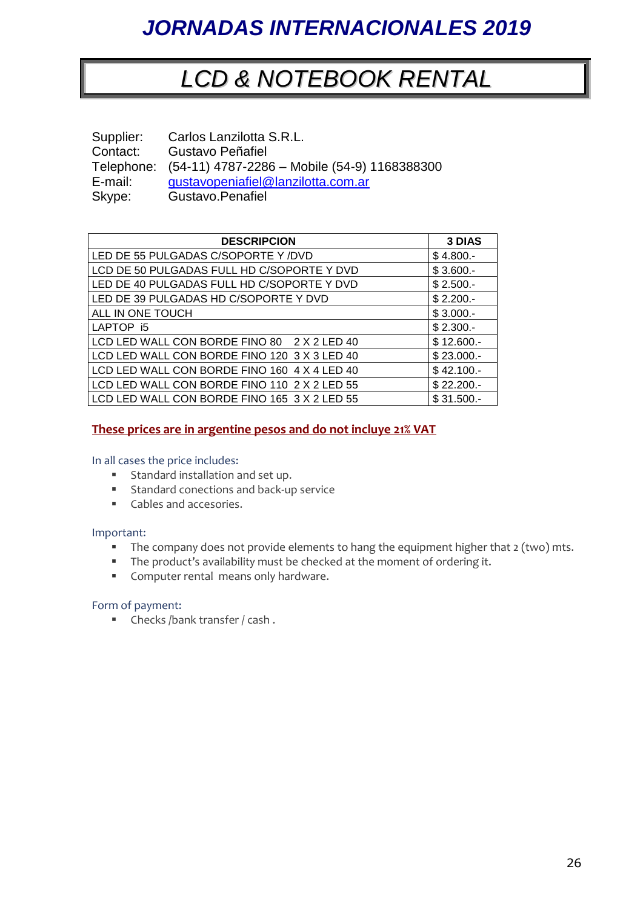# JORNADAS INTERNACIONALES 2019

## LCD & NOTEBOOK RENTAL

Supplier: Carlos Lanzilotta S.R.L.
Contact: Gustavo Peñafiel
Telephone: (54-11) 4787-2286 – Mobile (54-9) 1168388300
E-mail: gustavopeniafiel@lanzilotta.com.ar
Skype: Gustavo.Penafiel

| DESCRIPCION | 3 DIAS |
|---|---|
| LED DE 55 PULGADAS C/SOPORTE Y /DVD | $ 4.800.- |
| LCD DE 50 PULGADAS FULL HD C/SOPORTE Y DVD | $ 3.600.- |
| LED DE 40 PULGADAS FULL HD C/SOPORTE Y DVD | $ 2.500.- |
| LED DE 39 PULGADAS HD C/SOPORTE Y DVD | $ 2.200.- |
| ALL IN ONE TOUCH | $ 3.000.- |
| LAPTOP i5 | $ 2.300.- |
| LCD LED WALL CON BORDE FINO 80 2 X 2 LED 40 | $ 12.600.- |
| LCD LED WALL CON BORDE FINO 120 3 X 3 LED 40 | $ 23.000.- |
| LCD LED WALL CON BORDE FINO 160 4 X 4 LED 40 | $ 42.100.- |
| LCD LED WALL CON BORDE FINO 110 2 X 2 LED 55 | $ 22.200.- |
| LCD LED WALL CON BORDE FINO 165 3 X 2 LED 55 | $ 31.500.- |

**These prices are in argentine pesos and do not incluye 21% VAT**

In all cases the price includes:

- Standard installation and set up.
- Standard conections and back-up service
- Cables and accesories.

Important:

- The company does not provide elements to hang the equipment higher that 2 (two) mts.
- The product's availability must be checked at the moment of ordering it.
- Computer rental means only hardware.

Form of payment:

- Checks /bank transfer / cash .